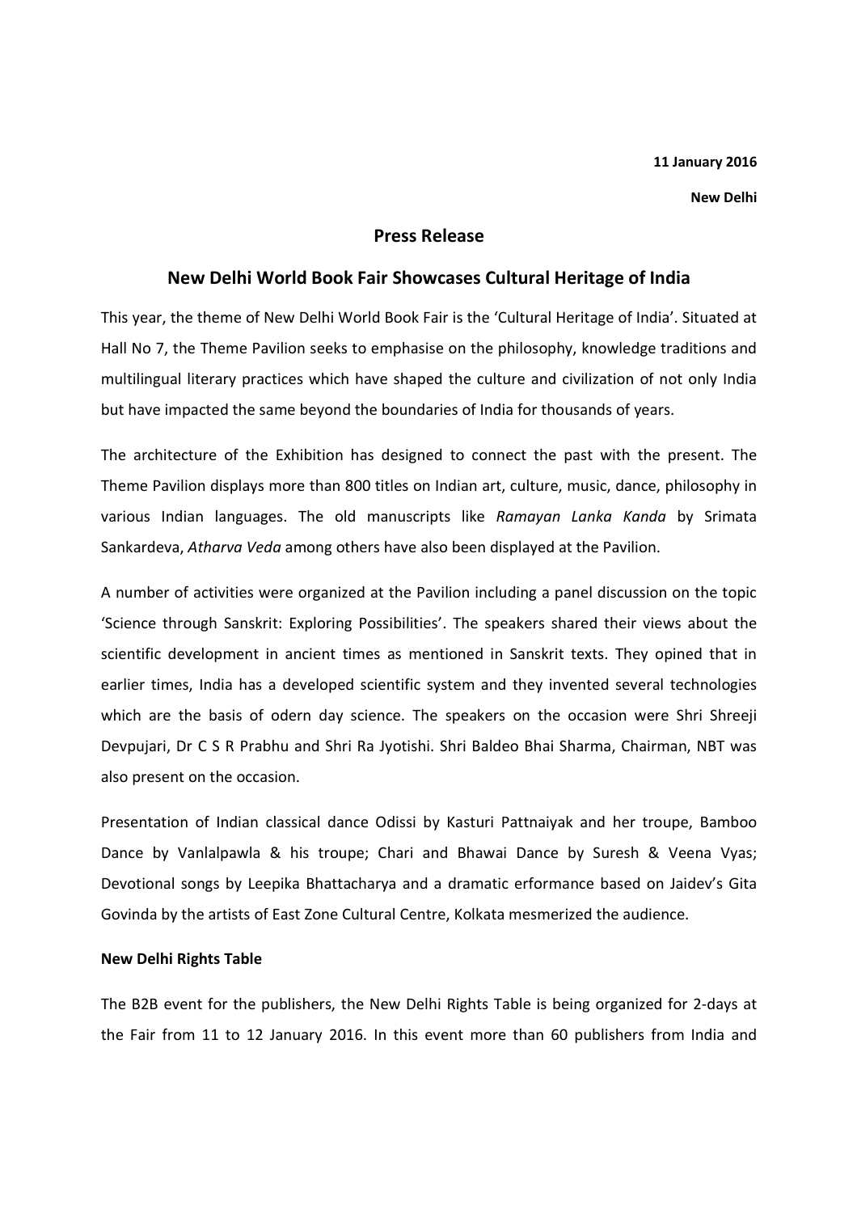**11 January 2016**

**New Delhi**

## Press Release

## New Delhi World Book Fair Showcases Cultural Heritage of India

This year, the theme of New Delhi World Book Fair is the 'Cultural Heritage of India'. Situated at Hall No 7, the Theme Pavilion seeks to emphasise on the philosophy, knowledge traditions and multilingual literary practices which have shaped the culture and civilization of not only India but have impacted the same beyond the boundaries of India for thousands of years.

The architecture of the Exhibition has designed to connect the past with the present. The Theme Pavilion displays more than 800 titles on Indian art, culture, music, dance, philosophy in various Indian languages. The old manuscripts like *Ramayan Lanka Kanda* by Srimata Sankardeva, *Atharva Veda* among others have also been displayed at the Pavilion.

A number of activities were organized at the Pavilion including a panel discussion on the topic 'Science through Sanskrit: Exploring Possibilities'. The speakers shared their views about the scientific development in ancient times as mentioned in Sanskrit texts. They opined that in earlier times, India has a developed scientific system and they invented several technologies which are the basis of odern day science. The speakers on the occasion were Shri Shreeji Devpujari, Dr C S R Prabhu and Shri Ra Jyotishi. Shri Baldeo Bhai Sharma, Chairman, NBT was also present on the occasion.

Presentation of Indian classical dance Odissi by Kasturi Pattnaiyak and her troupe, Bamboo Dance by Vanlalpawla & his troupe; Chari and Bhawai Dance by Suresh & Veena Vyas; Devotional songs by Leepika Bhattacharya and a dramatic erformance based on Jaidev's Gita Govinda by the artists of East Zone Cultural Centre, Kolkata mesmerized the audience.

**New Delhi Rights Table**

The B2B event for the publishers, the New Delhi Rights Table is being organized for 2-days at the Fair from 11 to 12 January 2016. In this event more than 60 publishers from India and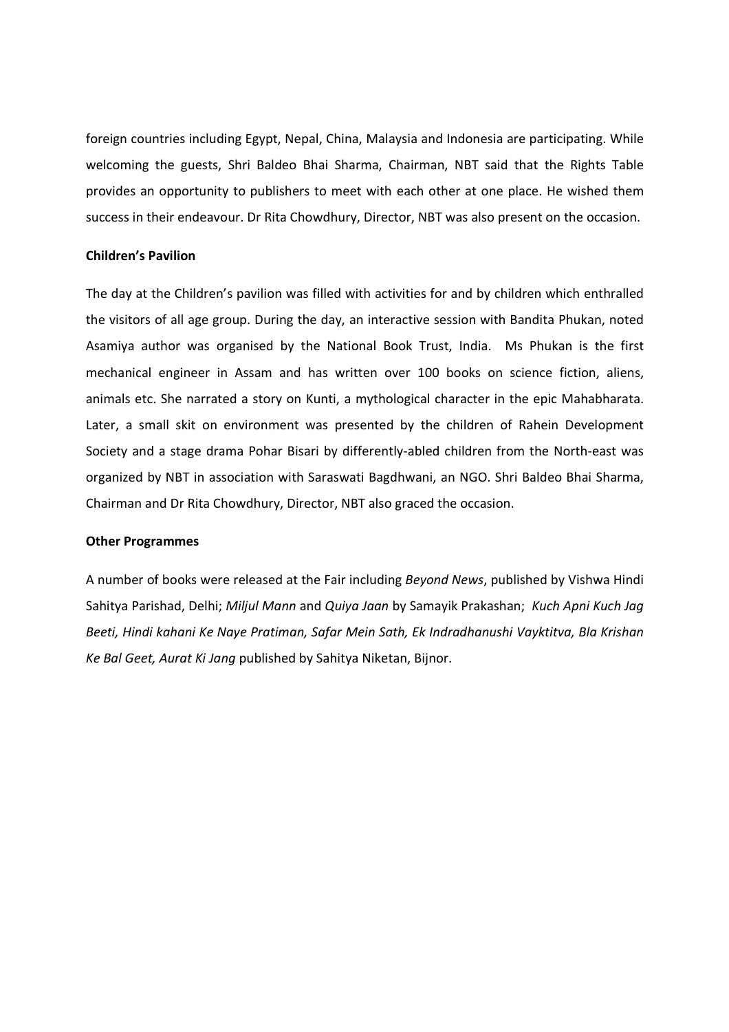foreign countries including Egypt, Nepal, China, Malaysia and Indonesia are participating. While welcoming the guests, Shri Baldeo Bhai Sharma, Chairman, NBT said that the Rights Table provides an opportunity to publishers to meet with each other at one place. He wished them success in their endeavour. Dr Rita Chowdhury, Director, NBT was also present on the occasion.

**Children's Pavilion**

The day at the Children's pavilion was filled with activities for and by children which enthralled the visitors of all age group. During the day, an interactive session with Bandita Phukan, noted Asamiya author was organised by the National Book Trust, India. Ms Phukan is the first mechanical engineer in Assam and has written over 100 books on science fiction, aliens, animals etc. She narrated a story on Kunti, a mythological character in the epic Mahabharata. Later, a small skit on environment was presented by the children of Rahein Development Society and a stage drama Pohar Bisari by differently-abled children from the North-east was organized by NBT in association with Saraswati Bagdhwani, an NGO. Shri Baldeo Bhai Sharma, Chairman and Dr Rita Chowdhury, Director, NBT also graced the occasion.

**Other Programmes**

A number of books were released at the Fair including *Beyond News*, published by Vishwa Hindi Sahitya Parishad, Delhi; *Miljul Mann* and *Quiya Jaan* by Samayik Prakashan; *Kuch Apni Kuch Jag Beeti, Hindi kahani Ke Naye Pratiman, Safar Mein Sath, Ek Indradhanushi Vayktitva, Bla Krishan Ke Bal Geet, Aurat Ki Jang* published by Sahitya Niketan, Bijnor.